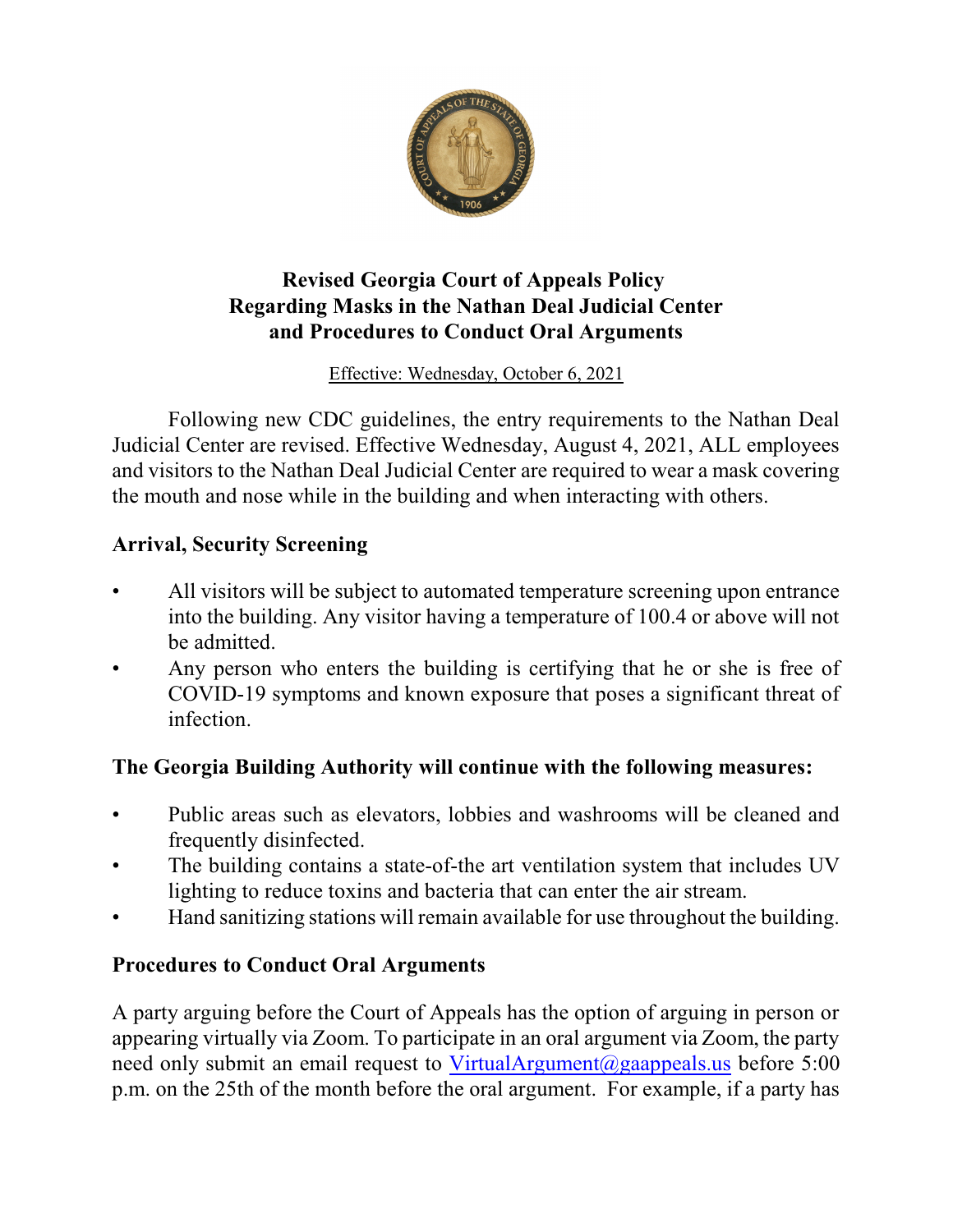**Revised Georgia Court of Appeals Policy**
**Regarding Masks in the Nathan Deal Judicial Center**
**and Procedures to Conduct Oral Arguments**

Effective: Wednesday, October 6, 2021

Following new CDC guidelines, the entry requirements to the Nathan Deal Judicial Center are revised. Effective Wednesday, August 4, 2021, ALL employees and visitors to the Nathan Deal Judicial Center are required to wear a mask covering the mouth and nose while in the building and when interacting with others.

## Arrival, Security Screening

- All visitors will be subject to automated temperature screening upon entrance into the building. Any visitor having a temperature of 100.4 or above will not be admitted.
- Any person who enters the building is certifying that he or she is free of COVID-19 symptoms and known exposure that poses a significant threat of infection.

## The Georgia Building Authority will continue with the following measures:

- Public areas such as elevators, lobbies and washrooms will be cleaned and frequently disinfected.
- The building contains a state-of-the art ventilation system that includes UV lighting to reduce toxins and bacteria that can enter the air stream.
- Hand sanitizing stations will remain available for use throughout the building.

## Procedures to Conduct Oral Arguments

A party arguing before the Court of Appeals has the option of arguing in person or appearing virtually via Zoom. To participate in an oral argument via Zoom, the party need only submit an email request to VirtualArgument@gaappeals.us before 5:00 p.m. on the 25th of the month before the oral argument. For example, if a party has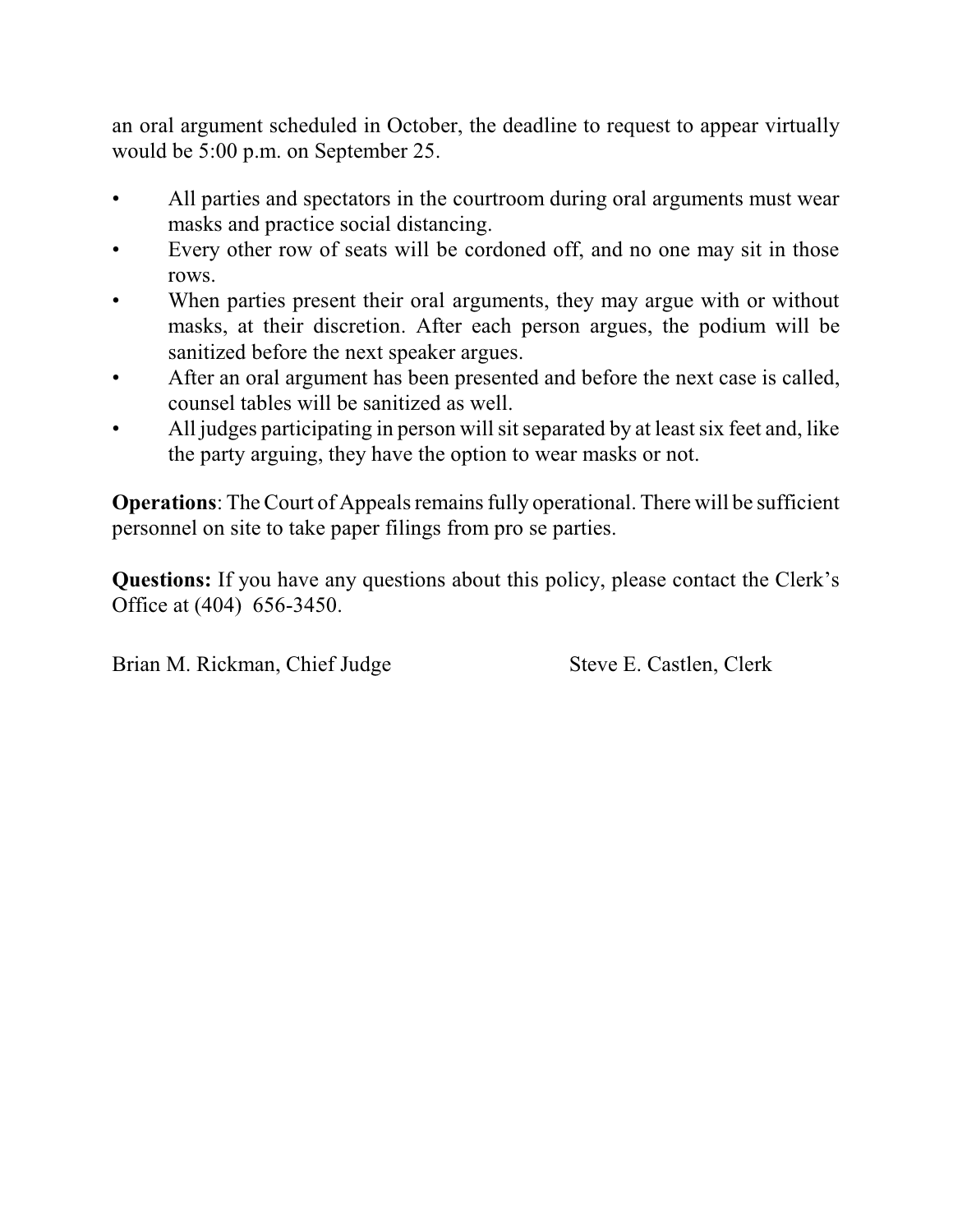an oral argument scheduled in October, the deadline to request to appear virtually would be 5:00 p.m. on September 25.

- All parties and spectators in the courtroom during oral arguments must wear masks and practice social distancing.
- Every other row of seats will be cordoned off, and no one may sit in those rows.
- When parties present their oral arguments, they may argue with or without masks, at their discretion. After each person argues, the podium will be sanitized before the next speaker argues.
- After an oral argument has been presented and before the next case is called, counsel tables will be sanitized as well.
- All judges participating in person will sit separated by at least six feet and, like the party arguing, they have the option to wear masks or not.

**Operations**: The Court of Appeals remains fully operational. There will be sufficient personnel on site to take paper filings from pro se parties.

**Questions:** If you have any questions about this policy, please contact the Clerk's Office at (404) 656-3450.

Brian M. Rickman, Chief Judge

Steve E. Castlen, Clerk